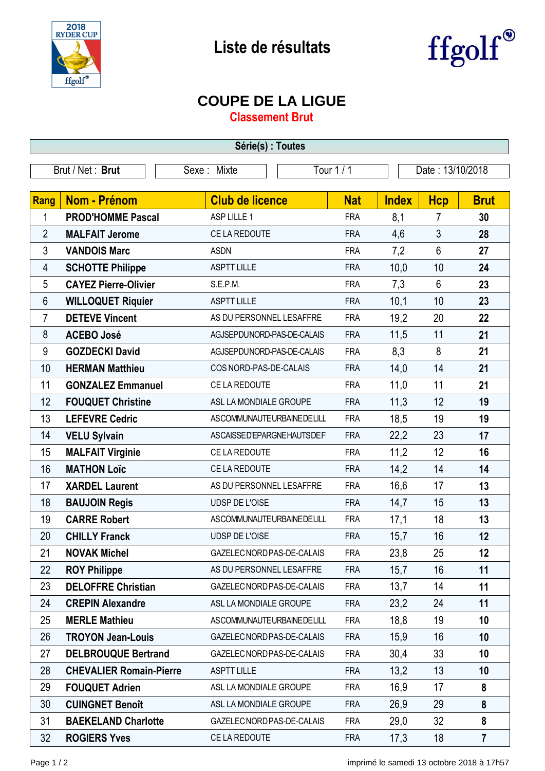# Liste de résultats

## COUPE DE LA LIGUE

### Classement Brut

**Série(s) : Toutes**

| Brut / Net : **Brut** | Sexe : Mixte | Tour 1 / 1 | Date : 13/10/2018 |
|---|---|---|---|

| Rang | Nom - Prénom | Club de licence | Nat | Index | Hcp | Brut |
|---|---|---|---|---|---|---|
| 1 | **PROD'HOMME Pascal** | ASP LILLE 1 | FRA | 8,1 | 7 | **30** |
| 2 | **MALFAIT Jerome** | CE LA REDOUTE | FRA | 4,6 | 3 | **28** |
| 3 | **VANDOIS Marc** | ASDN | FRA | 7,2 | 6 | **27** |
| 4 | **SCHOTTE Philippe** | ASPTT LILLE | FRA | 10,0 | 10 | **24** |
| 5 | **CAYEZ Pierre-Olivier** | S.E.P.M. | FRA | 7,3 | 6 | **23** |
| 6 | **WILLOQUET Riquier** | ASPTT LILLE | FRA | 10,1 | 10 | **23** |
| 7 | **DETEVE Vincent** | AS DU PERSONNEL LESAFFRE | FRA | 19,2 | 20 | **22** |
| 8 | **ACEBO José** | AGJSEPDUNORD-PAS-DE-CALAIS | FRA | 11,5 | 11 | **21** |
| 9 | **GOZDECKI David** | AGJSEPDUNORD-PAS-DE-CALAIS | FRA | 8,3 | 8 | **21** |
| 10 | **HERMAN Matthieu** | COS NORD-PAS-DE-CALAIS | FRA | 14,0 | 14 | **21** |
| 11 | **GONZALEZ Emmanuel** | CE LA REDOUTE | FRA | 11,0 | 11 | **21** |
| 12 | **FOUQUET Christine** | ASL LA MONDIALE GROUPE | FRA | 11,3 | 12 | **19** |
| 13 | **LEFEVRE Cedric** | ASCOMMUNAUTEURBAINEDELILL | FRA | 18,5 | 19 | **19** |
| 14 | **VELU Sylvain** | ASCAISSED'EPARGNEHAUTSDEFI | FRA | 22,2 | 23 | **17** |
| 15 | **MALFAIT Virginie** | CE LA REDOUTE | FRA | 11,2 | 12 | **16** |
| 16 | **MATHON Loïc** | CE LA REDOUTE | FRA | 14,2 | 14 | **14** |
| 17 | **XARDEL Laurent** | AS DU PERSONNEL LESAFFRE | FRA | 16,6 | 17 | **13** |
| 18 | **BAUJOIN Regis** | UDSP DE L'OISE | FRA | 14,7 | 15 | **13** |
| 19 | **CARRE Robert** | ASCOMMUNAUTEURBAINEDELILL | FRA | 17,1 | 18 | **13** |
| 20 | **CHILLY Franck** | UDSP DE L'OISE | FRA | 15,7 | 16 | **12** |
| 21 | **NOVAK Michel** | GAZELECNORDPAS-DE-CALAIS | FRA | 23,8 | 25 | **12** |
| 22 | **ROY Philippe** | AS DU PERSONNEL LESAFFRE | FRA | 15,7 | 16 | **11** |
| 23 | **DELOFFRE Christian** | GAZELECNORDPAS-DE-CALAIS | FRA | 13,7 | 14 | **11** |
| 24 | **CREPIN Alexandre** | ASL LA MONDIALE GROUPE | FRA | 23,2 | 24 | **11** |
| 25 | **MERLE Mathieu** | ASCOMMUNAUTEURBAINEDELILL | FRA | 18,8 | 19 | **10** |
| 26 | **TROYON Jean-Louis** | GAZELECNORDPAS-DE-CALAIS | FRA | 15,9 | 16 | **10** |
| 27 | **DELBROUQUE Bertrand** | GAZELECNORDPAS-DE-CALAIS | FRA | 30,4 | 33 | **10** |
| 28 | **CHEVALIER Romain-Pierre** | ASPTT LILLE | FRA | 13,2 | 13 | **10** |
| 29 | **FOUQUET Adrien** | ASL LA MONDIALE GROUPE | FRA | 16,9 | 17 | **8** |
| 30 | **CUINGNET Benoît** | ASL LA MONDIALE GROUPE | FRA | 26,9 | 29 | **8** |
| 31 | **BAEKELAND Charlotte** | GAZELECNORDPAS-DE-CALAIS | FRA | 29,0 | 32 | **8** |
| 32 | **ROGIERS Yves** | CE LA REDOUTE | FRA | 17,3 | 18 | **7** |

imprimé le samedi 13 octobre 2018 à 17h57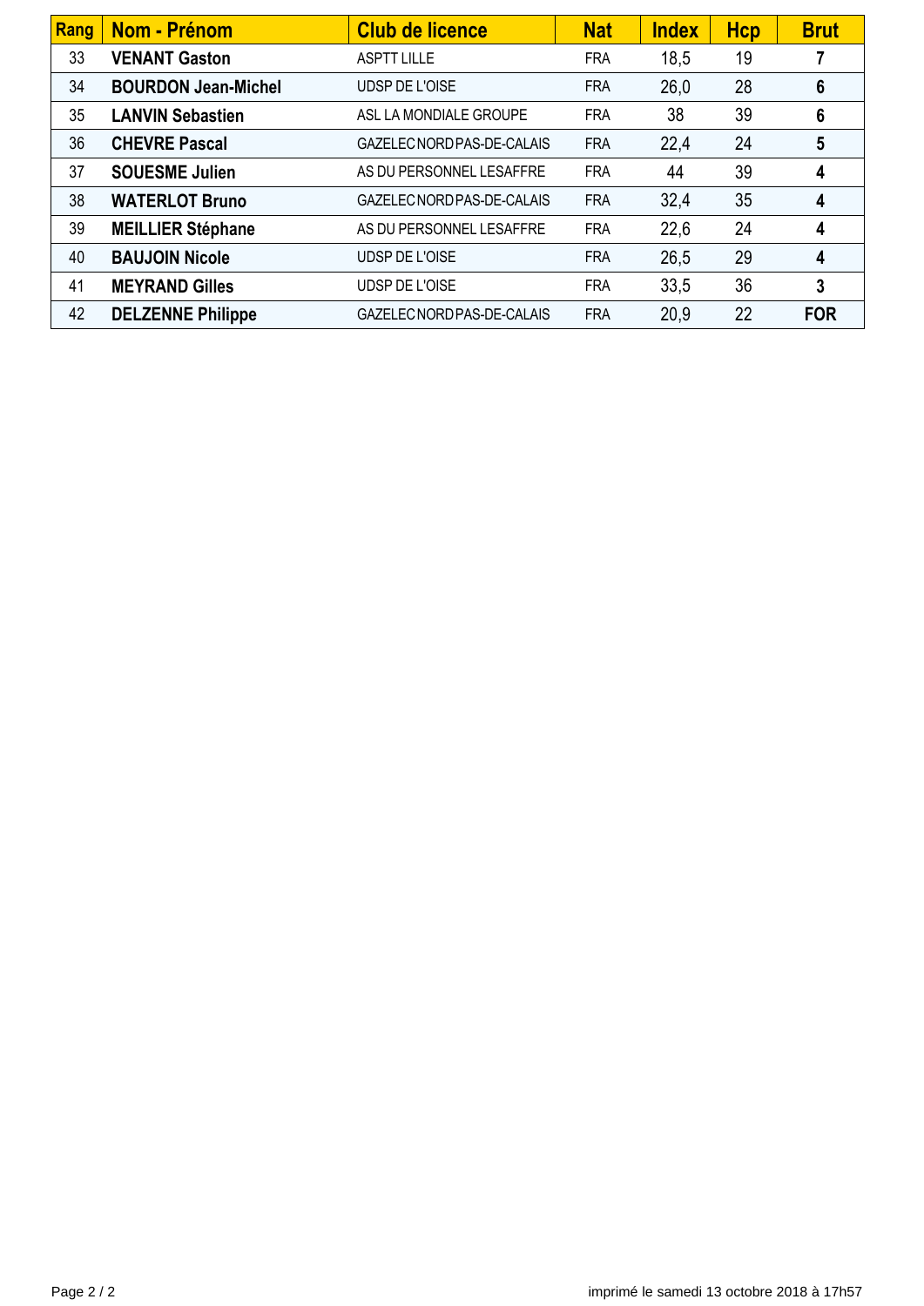| Rang | Nom - Prénom | Club de licence | Nat | Index | Hcp | Brut |
|---|---|---|---|---|---|---|
| 33 | **VENANT Gaston** | ASPTT LILLE | FRA | 18,5 | 19 | **7** |
| 34 | **BOURDON Jean-Michel** | UDSP DE L'OISE | FRA | 26,0 | 28 | **6** |
| 35 | **LANVIN Sebastien** | ASL LA MONDIALE GROUPE | FRA | 38 | 39 | **6** |
| 36 | **CHEVRE Pascal** | GAZELEC NORD PAS-DE-CALAIS | FRA | 22,4 | 24 | **5** |
| 37 | **SOUESME Julien** | AS DU PERSONNEL LESAFFRE | FRA | 44 | 39 | **4** |
| 38 | **WATERLOT Bruno** | GAZELEC NORD PAS-DE-CALAIS | FRA | 32,4 | 35 | **4** |
| 39 | **MEILLIER Stéphane** | AS DU PERSONNEL LESAFFRE | FRA | 22,6 | 24 | **4** |
| 40 | **BAUJOIN Nicole** | UDSP DE L'OISE | FRA | 26,5 | 29 | **4** |
| 41 | **MEYRAND Gilles** | UDSP DE L'OISE | FRA | 33,5 | 36 | **3** |
| 42 | **DELZENNE Philippe** | GAZELEC NORD PAS-DE-CALAIS | FRA | 20,9 | 22 | **FOR** |

imprimé le samedi 13 octobre 2018 à 17h57